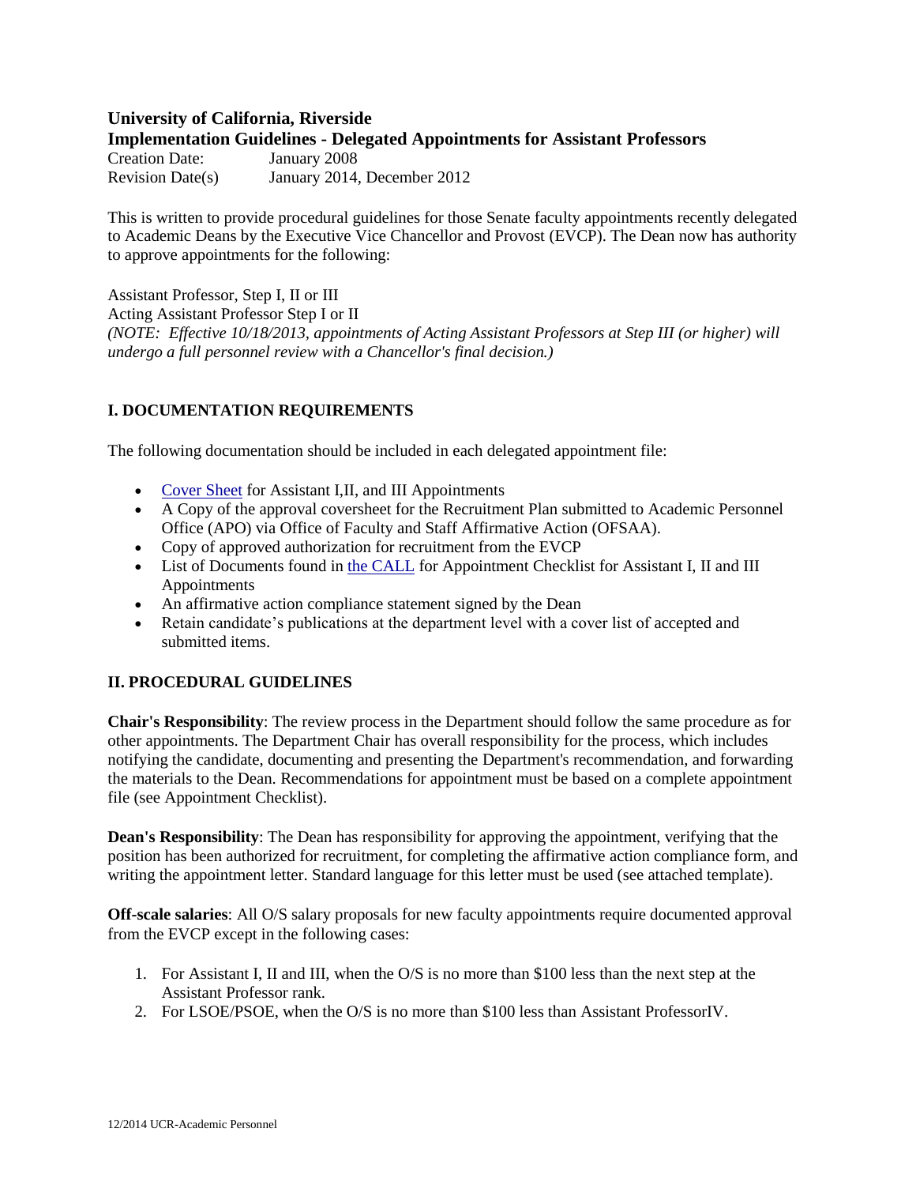**University of California, Riverside**
**Implementation Guidelines - Delegated Appointments for Assistant Professors**

Creation Date: January 2008
Revision Date(s) January 2014, December 2012

This is written to provide procedural guidelines for those Senate faculty appointments recently delegated to Academic Deans by the Executive Vice Chancellor and Provost (EVCP). The Dean now has authority to approve appointments for the following:

Assistant Professor, Step I, II or III
Acting Assistant Professor Step I or II
*(NOTE: Effective 10/18/2013, appointments of Acting Assistant Professors at Step III (or higher) will undergo a full personnel review with a Chancellor's final decision.)*

## I. DOCUMENTATION REQUIREMENTS

The following documentation should be included in each delegated appointment file:

- Cover Sheet for Assistant I,II, and III Appointments
- A Copy of the approval coversheet for the Recruitment Plan submitted to Academic Personnel Office (APO) via Office of Faculty and Staff Affirmative Action (OFSAA).
- Copy of approved authorization for recruitment from the EVCP
- List of Documents found in the CALL for Appointment Checklist for Assistant I, II and III Appointments
- An affirmative action compliance statement signed by the Dean
- Retain candidate's publications at the department level with a cover list of accepted and submitted items.

## II. PROCEDURAL GUIDELINES

**Chair's Responsibility**: The review process in the Department should follow the same procedure as for other appointments. The Department Chair has overall responsibility for the process, which includes notifying the candidate, documenting and presenting the Department's recommendation, and forwarding the materials to the Dean. Recommendations for appointment must be based on a complete appointment file (see Appointment Checklist).

**Dean's Responsibility**: The Dean has responsibility for approving the appointment, verifying that the position has been authorized for recruitment, for completing the affirmative action compliance form, and writing the appointment letter. Standard language for this letter must be used (see attached template).

**Off-scale salaries**: All O/S salary proposals for new faculty appointments require documented approval from the EVCP except in the following cases:

1. For Assistant I, II and III, when the O/S is no more than $100 less than the next step at the Assistant Professor rank.
2. For LSOE/PSOE, when the O/S is no more than $100 less than Assistant ProfessorIV.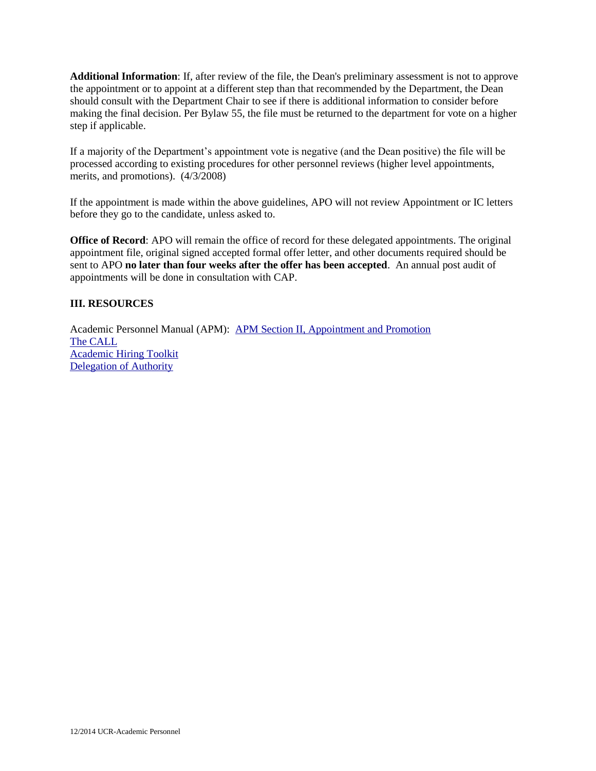**Additional Information**: If, after review of the file, the Dean's preliminary assessment is not to approve the appointment or to appoint at a different step than that recommended by the Department, the Dean should consult with the Department Chair to see if there is additional information to consider before making the final decision. Per Bylaw 55, the file must be returned to the department for vote on a higher step if applicable.

If a majority of the Department's appointment vote is negative (and the Dean positive) the file will be processed according to existing procedures for other personnel reviews (higher level appointments, merits, and promotions). (4/3/2008)

If the appointment is made within the above guidelines, APO will not review Appointment or IC letters before they go to the candidate, unless asked to.

**Office of Record**: APO will remain the office of record for these delegated appointments. The original appointment file, original signed accepted formal offer letter, and other documents required should be sent to APO **no later than four weeks after the offer has been accepted**. An annual post audit of appointments will be done in consultation with CAP.

### III. RESOURCES

Academic Personnel Manual (APM): APM Section II, Appointment and Promotion
The CALL
Academic Hiring Toolkit
Delegation of Authority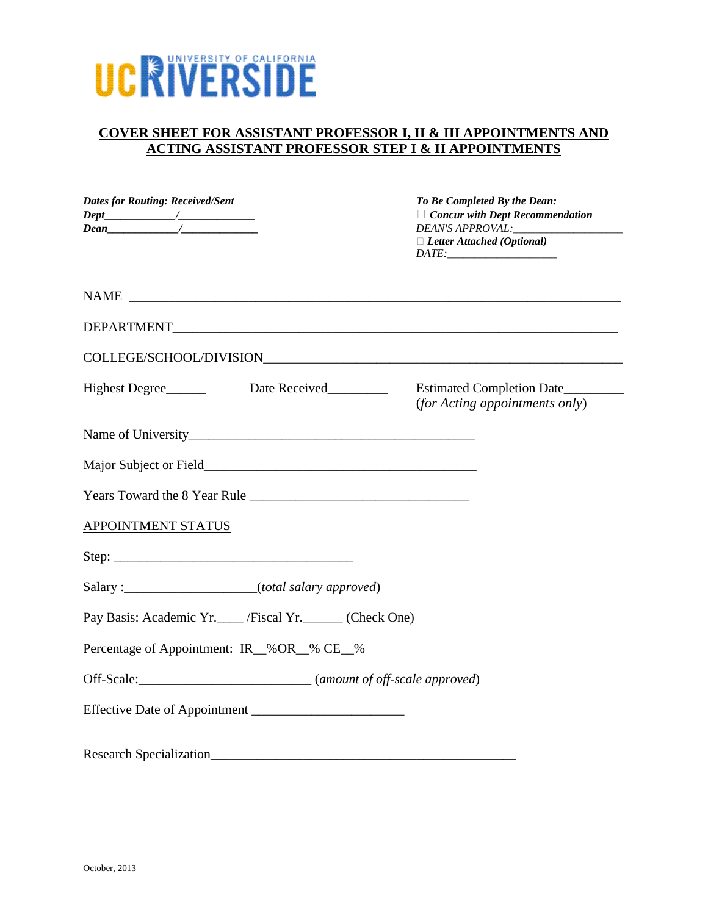UC RIVERSIDE — UNIVERSITY OF CALIFORNIA

## COVER SHEET FOR ASSISTANT PROFESSOR I, II & III APPOINTMENTS AND ACTING ASSISTANT PROFESSOR STEP I & II APPOINTMENTS

***Dates for Routing: Received/Sent***
***Dept***____________/_____________
***Dean***____________/_____________

***To Be Completed By the Dean:***
☐ ***Concur with Dept Recommendation***
*DEAN'S APPROVAL:*___________________
☐ ***Letter Attached (Optional)***
*DATE:*___________________

NAME ___________________________________________________________________________

DEPARTMENT______________________________________________________________________

COLLEGE/SCHOOL/DIVISION_________________________________________________________

Highest Degree______ Date Received_________ Estimated Completion Date_________ (*for Acting appointments only*)

Name of University___________________________________________

Major Subject or Field_________________________________________

Years Toward the 8 Year Rule _________________________________

APPOINTMENT STATUS

Step: ____________________________________

Salary :___________________(*total salary approved*)

Pay Basis: Academic Yr.____ /Fiscal Yr.______ (Check One)

Percentage of Appointment: IR__%OR__% CE__%

Off-Scale:_________________________ (*amount of off-scale approved*)

Effective Date of Appointment ______________________

Research Specialization_______________________________________________

October, 2013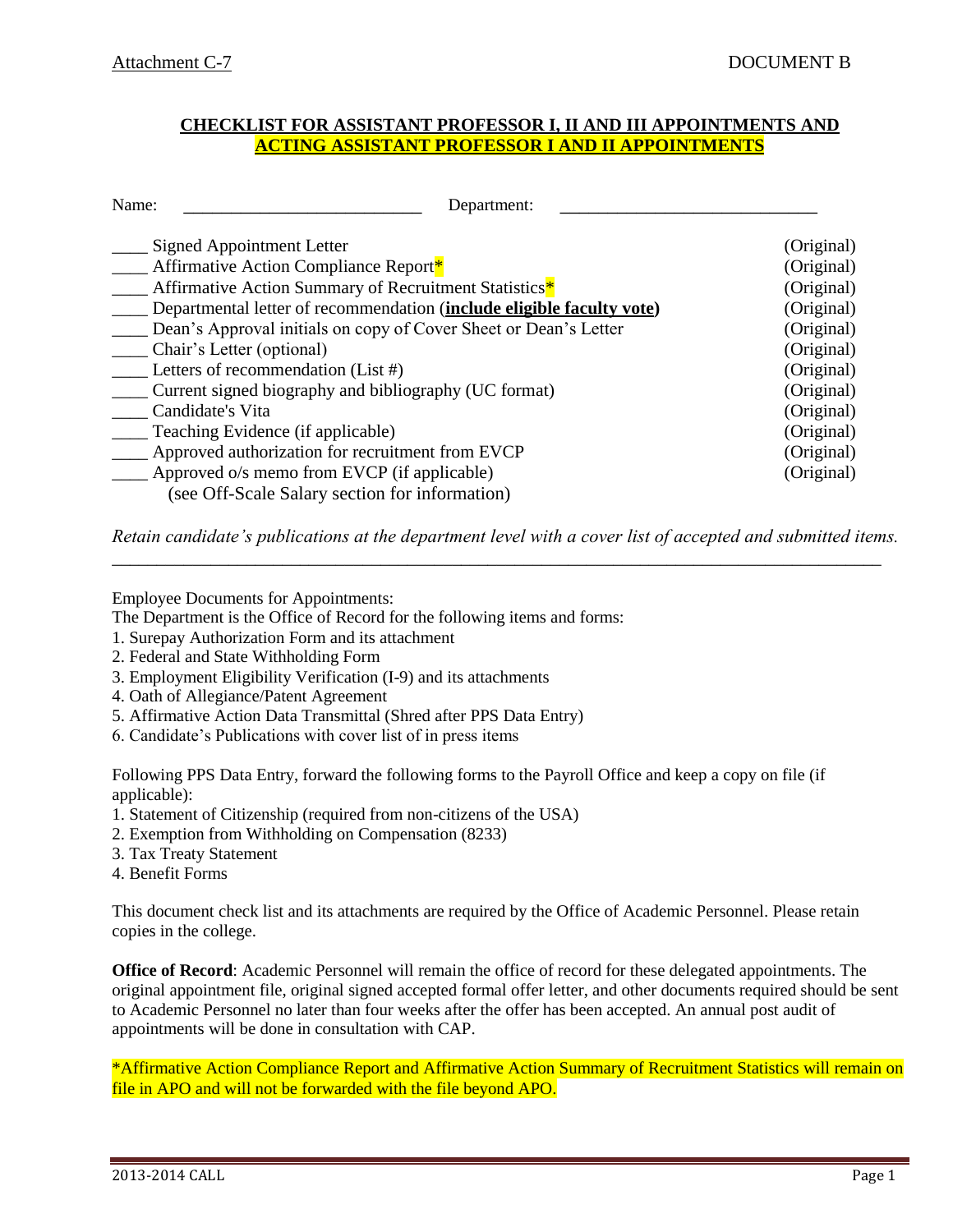Attachment C-7 DOCUMENT B

## CHECKLIST FOR ASSISTANT PROFESSOR I, II AND III APPOINTMENTS AND ACTING ASSISTANT PROFESSOR I AND II APPOINTMENTS

Name: ___________________________ Department: _____________________________

| Item | |
|---|---|
| ____ Signed Appointment Letter | (Original) |
| ____ Affirmative Action Compliance Report* | (Original) |
| ____ Affirmative Action Summary of Recruitment Statistics* | (Original) |
| ____ Departmental letter of recommendation (**include eligible faculty vote**) | (Original) |
| ____ Dean's Approval initials on copy of Cover Sheet or Dean's Letter | (Original) |
| ____ Chair's Letter (optional) | (Original) |
| ____ Letters of recommendation (List #) | (Original) |
| ____ Current signed biography and bibliography (UC format) | (Original) |
| ____ Candidate's Vita | (Original) |
| ____ Teaching Evidence (if applicable) | (Original) |
| ____ Approved authorization for recruitment from EVCP | (Original) |
| ____ Approved o/s memo from EVCP (if applicable) (see Off-Scale Salary section for information) | (Original) |

*Retain candidate's publications at the department level with a cover list of accepted and submitted items.*

---

Employee Documents for Appointments:
The Department is the Office of Record for the following items and forms:

1. Surepay Authorization Form and its attachment
2. Federal and State Withholding Form
3. Employment Eligibility Verification (I-9) and its attachments
4. Oath of Allegiance/Patent Agreement
5. Affirmative Action Data Transmittal (Shred after PPS Data Entry)
6. Candidate's Publications with cover list of in press items

Following PPS Data Entry, forward the following forms to the Payroll Office and keep a copy on file (if applicable):

1. Statement of Citizenship (required from non-citizens of the USA)
2. Exemption from Withholding on Compensation (8233)
3. Tax Treaty Statement
4. Benefit Forms

This document check list and its attachments are required by the Office of Academic Personnel. Please retain copies in the college.

**Office of Record**: Academic Personnel will remain the office of record for these delegated appointments. The original appointment file, original signed accepted formal offer letter, and other documents required should be sent to Academic Personnel no later than four weeks after the offer has been accepted. An annual post audit of appointments will be done in consultation with CAP.

*Affirmative Action Compliance Report and Affirmative Action Summary of Recruitment Statistics will remain on file in APO and will not be forwarded with the file beyond APO.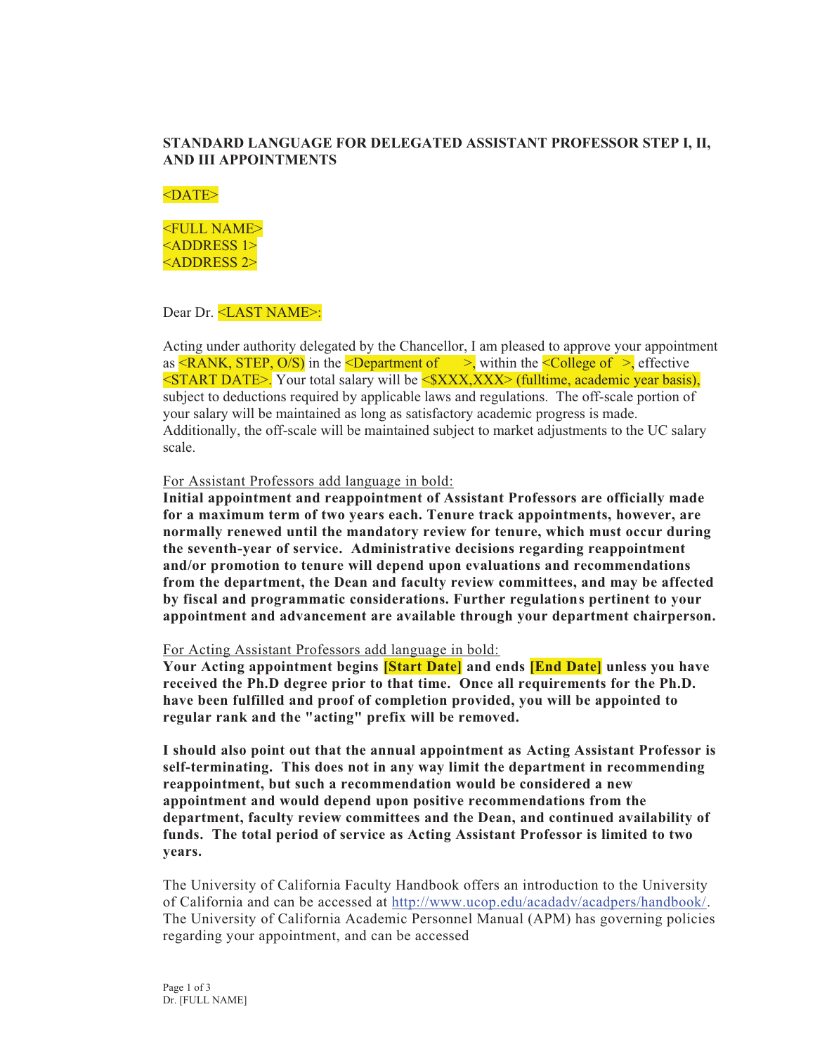**STANDARD LANGUAGE FOR DELEGATED ASSISTANT PROFESSOR STEP I, II, AND III APPOINTMENTS**

<DATE>

<FULL NAME>
<ADDRESS 1>
<ADDRESS 2>

Dear Dr. <LAST NAME>:

Acting under authority delegated by the Chancellor, I am pleased to approve your appointment as <RANK, STEP, O/S) in the <Department of >, within the <College of >, effective <START DATE>. Your total salary will be <$XXX,XXX> (fulltime, academic year basis), subject to deductions required by applicable laws and regulations. The off-scale portion of your salary will be maintained as long as satisfactory academic progress is made. Additionally, the off-scale will be maintained subject to market adjustments to the UC salary scale.

For Assistant Professors add language in bold:

**Initial appointment and reappointment of Assistant Professors are officially made for a maximum term of two years each. Tenure track appointments, however, are normally renewed until the mandatory review for tenure, which must occur during the seventh-year of service. Administrative decisions regarding reappointment and/or promotion to tenure will depend upon evaluations and recommendations from the department, the Dean and faculty review committees, and may be affected by fiscal and programmatic considerations. Further regulations pertinent to your appointment and advancement are available through your department chairperson.**

For Acting Assistant Professors add language in bold:

**Your Acting appointment begins [Start Date] and ends [End Date] unless you have received the Ph.D degree prior to that time. Once all requirements for the Ph.D. have been fulfilled and proof of completion provided, you will be appointed to regular rank and the "acting" prefix will be removed.**

**I should also point out that the annual appointment as Acting Assistant Professor is self-terminating. This does not in any way limit the department in recommending reappointment, but such a recommendation would be considered a new appointment and would depend upon positive recommendations from the department, faculty review committees and the Dean, and continued availability of funds. The total period of service as Acting Assistant Professor is limited to two years.**

The University of California Faculty Handbook offers an introduction to the University of California and can be accessed at http://www.ucop.edu/acadadv/acadpers/handbook/. The University of California Academic Personnel Manual (APM) has governing policies regarding your appointment, and can be accessed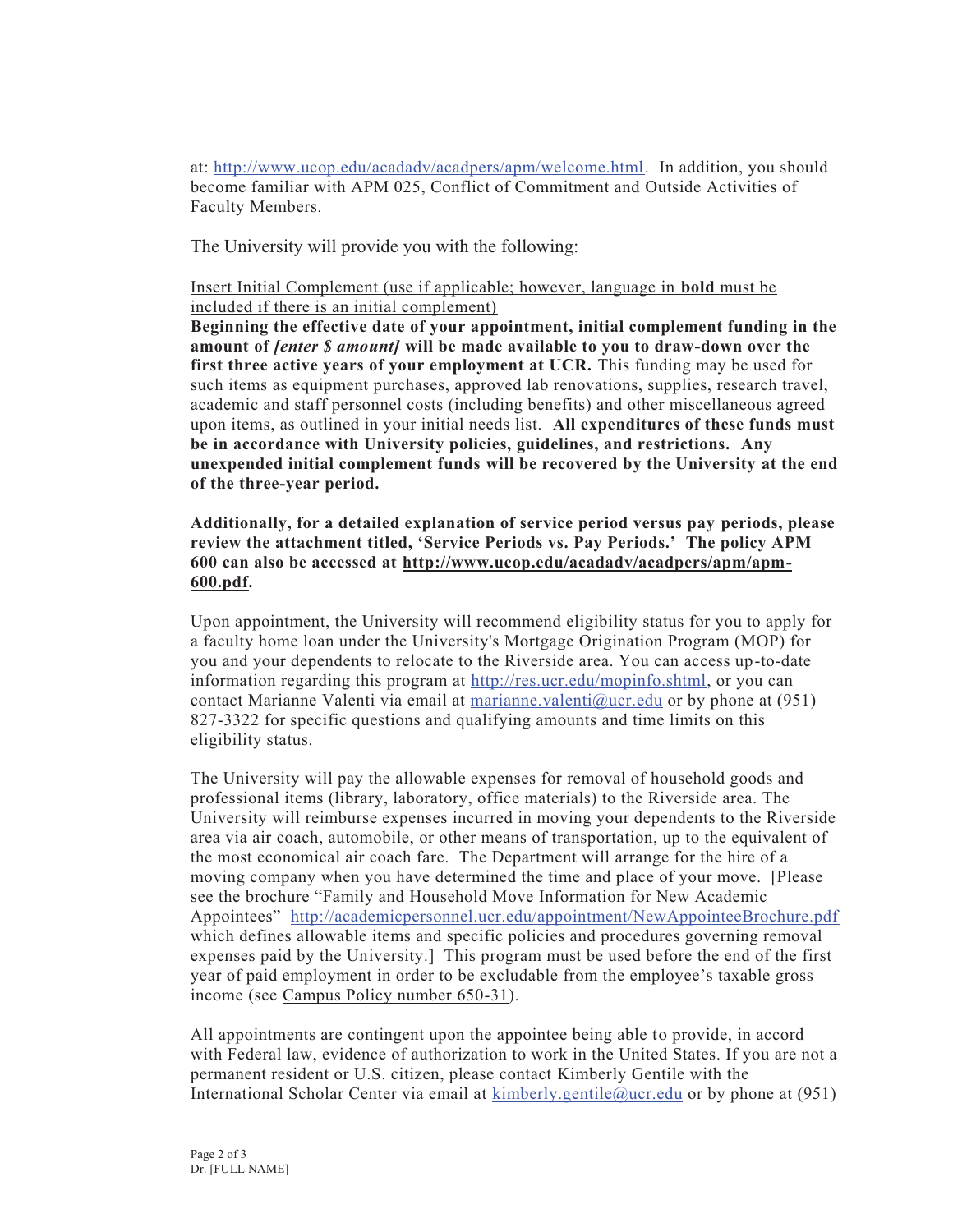at: http://www.ucop.edu/acadadv/acadpers/apm/welcome.html. In addition, you should become familiar with APM 025, Conflict of Commitment and Outside Activities of Faculty Members.

The University will provide you with the following:

Insert Initial Complement (use if applicable; however, language in **bold** must be included if there is an initial complement)

**Beginning the effective date of your appointment, initial complement funding in the amount of *[enter $ amount]* will be made available to you to draw-down over the first three active years of your employment at UCR.** This funding may be used for such items as equipment purchases, approved lab renovations, supplies, research travel, academic and staff personnel costs (including benefits) and other miscellaneous agreed upon items, as outlined in your initial needs list. **All expenditures of these funds must be in accordance with University policies, guidelines, and restrictions. Any unexpended initial complement funds will be recovered by the University at the end of the three-year period.**

**Additionally, for a detailed explanation of service period versus pay periods, please review the attachment titled, 'Service Periods vs. Pay Periods.' The policy APM 600 can also be accessed at http://www.ucop.edu/acadadv/acadpers/apm/apm-600.pdf.**

Upon appointment, the University will recommend eligibility status for you to apply for a faculty home loan under the University's Mortgage Origination Program (MOP) for you and your dependents to relocate to the Riverside area. You can access up-to-date information regarding this program at http://res.ucr.edu/mopinfo.shtml, or you can contact Marianne Valenti via email at marianne.valenti@ucr.edu or by phone at (951) 827-3322 for specific questions and qualifying amounts and time limits on this eligibility status.

The University will pay the allowable expenses for removal of household goods and professional items (library, laboratory, office materials) to the Riverside area. The University will reimburse expenses incurred in moving your dependents to the Riverside area via air coach, automobile, or other means of transportation, up to the equivalent of the most economical air coach fare. The Department will arrange for the hire of a moving company when you have determined the time and place of your move. [Please see the brochure "Family and Household Move Information for New Academic Appointees" http://academicpersonnel.ucr.edu/appointment/NewAppointeeBrochure.pdf which defines allowable items and specific policies and procedures governing removal expenses paid by the University.] This program must be used before the end of the first year of paid employment in order to be excludable from the employee's taxable gross income (see Campus Policy number 650-31).

All appointments are contingent upon the appointee being able to provide, in accord with Federal law, evidence of authorization to work in the United States. If you are not a permanent resident or U.S. citizen, please contact Kimberly Gentile with the International Scholar Center via email at kimberly.gentile@ucr.edu or by phone at (951)

Dr. [FULL NAME]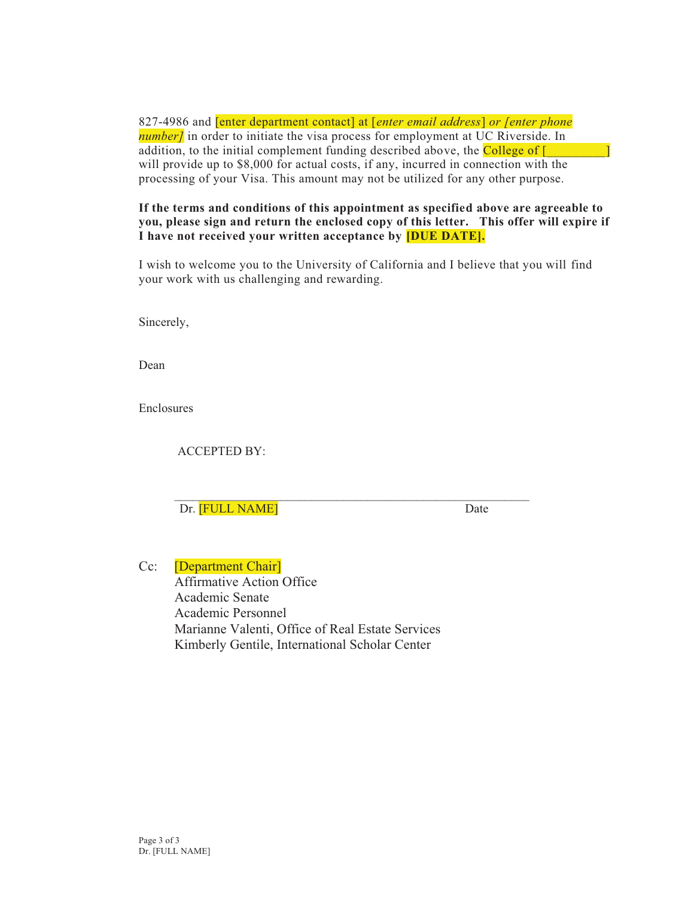827-4986 and [enter department contact] at [*enter email address*] *or [enter phone number]* in order to initiate the visa process for employment at UC Riverside. In addition, to the initial complement funding described above, the College of [_________] will provide up to $8,000 for actual costs, if any, incurred in connection with the processing of your Visa. This amount may not be utilized for any other purpose.

**If the terms and conditions of this appointment as specified above are agreeable to you, please sign and return the enclosed copy of this letter. This offer will expire if I have not received your written acceptance by [DUE DATE].**

I wish to welcome you to the University of California and I believe that you will find your work with us challenging and rewarding.

Sincerely,

Dean

Enclosures

ACCEPTED BY:

______________________________________________________

Dr. [FULL NAME]                                        Date

Cc: [Department Chair]
Affirmative Action Office
Academic Senate
Academic Personnel
Marianne Valenti, Office of Real Estate Services
Kimberly Gentile, International Scholar Center